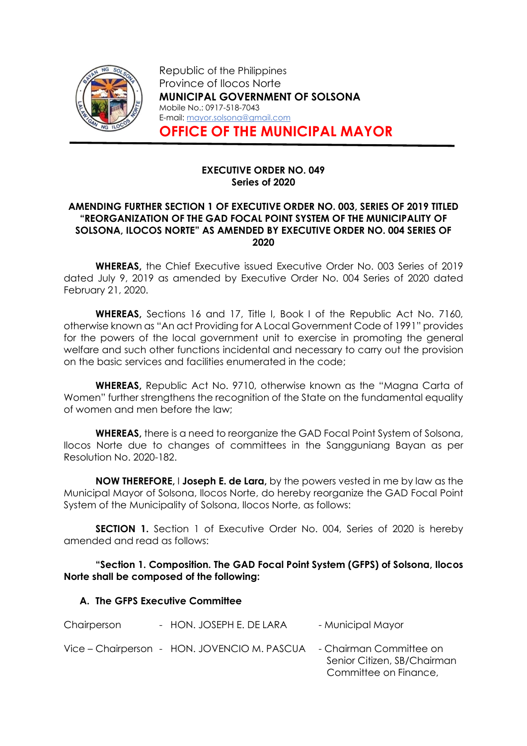Republic of the Philippines
Province of Ilocos Norte
**MUNICIPAL GOVERNMENT OF SOLSONA**
Mobile No.: 0917-518-7043
E-mail: mayor.solsona@gmail.com

# OFFICE OF THE MUNICIPAL MAYOR

**EXECUTIVE ORDER NO. 049**
**Series of 2020**

**AMENDING FURTHER SECTION 1 OF EXECUTIVE ORDER NO. 003, SERIES OF 2019 TITLED "REORGANIZATION OF THE GAD FOCAL POINT SYSTEM OF THE MUNICIPALITY OF SOLSONA, ILOCOS NORTE" AS AMENDED BY EXECUTIVE ORDER NO. 004 SERIES OF 2020**

**WHEREAS,** the Chief Executive issued Executive Order No. 003 Series of 2019 dated July 9, 2019 as amended by Executive Order No. 004 Series of 2020 dated February 21, 2020.

**WHEREAS,** Sections 16 and 17, Title I, Book I of the Republic Act No. 7160, otherwise known as "An act Providing for A Local Government Code of 1991" provides for the powers of the local government unit to exercise in promoting the general welfare and such other functions incidental and necessary to carry out the provision on the basic services and facilities enumerated in the code;

**WHEREAS,** Republic Act No. 9710, otherwise known as the "Magna Carta of Women" further strengthens the recognition of the State on the fundamental equality of women and men before the law;

**WHEREAS,** there is a need to reorganize the GAD Focal Point System of Solsona, Ilocos Norte due to changes of committees in the Sangguniang Bayan as per Resolution No. 2020-182.

**NOW THEREFORE,** I **Joseph E. de Lara,** by the powers vested in me by law as the Municipal Mayor of Solsona, Ilocos Norte, do hereby reorganize the GAD Focal Point System of the Municipality of Solsona, Ilocos Norte, as follows:

**SECTION 1.** Section 1 of Executive Order No. 004, Series of 2020 is hereby amended and read as follows:

**"Section 1. Composition. The GAD Focal Point System (GFPS) of Solsona, Ilocos Norte shall be composed of the following:**

**A. The GFPS Executive Committee**

| | | |
|---|---|---|
| Chairperson | - HON. JOSEPH E. DE LARA | - Municipal Mayor |
| Vice – Chairperson | - HON. JOVENCIO M. PASCUA | - Chairman Committee on Senior Citizen, SB/Chairman Committee on Finance, |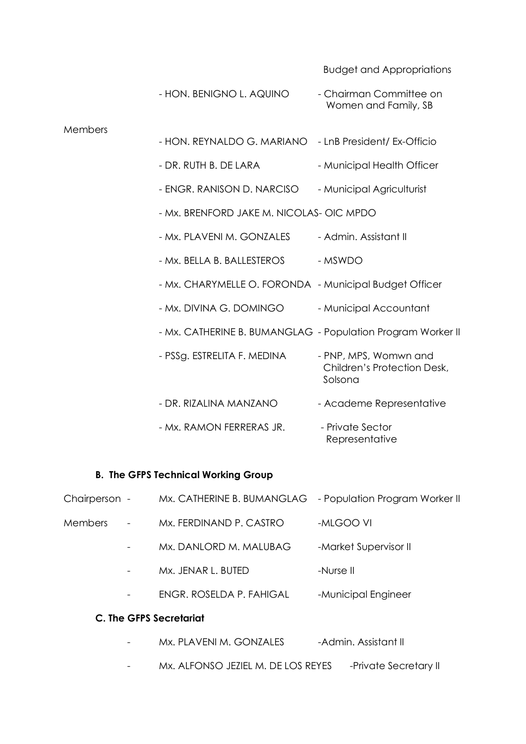Budget and Appropriations

- HON. BENIGNO L. AQUINO - Chairman Committee on Women and Family, SB

Members

- HON. REYNALDO G. MARIANO - LnB President/ Ex-Officio
- DR. RUTH B. DE LARA - Municipal Health Officer
- ENGR. RANISON D. NARCISO - Municipal Agriculturist
- Mx. BRENFORD JAKE M. NICOLAS- OIC MPDO
- Mx. PLAVENI M. GONZALES - Admin. Assistant II
- Mx. BELLA B. BALLESTEROS - MSWDO
- Mx. CHARYMELLE O. FORONDA - Municipal Budget Officer
- Mx. DIVINA G. DOMINGO - Municipal Accountant
- Mx. CATHERINE B. BUMANGLAG - Population Program Worker II
- PSSg. ESTRELITA F. MEDINA - PNP, MPS, Womwn and Children's Protection Desk, Solsona
- DR. RIZALINA MANZANO - Academe Representative
- Mx. RAMON FERRERAS JR. - Private Sector Representative

**B. The GFPS Technical Working Group**

Chairperson - Mx. CATHERINE B. BUMANGLAG - Population Program Worker II

Members - Mx. FERDINAND P. CASTRO -MLGOO VI

- Mx. DANLORD M. MALUBAG -Market Supervisor II
- Mx. JENAR L. BUTED -Nurse II
- ENGR. ROSELDA P. FAHIGAL -Municipal Engineer

**C. The GFPS Secretariat**

- Mx. PLAVENI M. GONZALES -Admin. Assistant II
- Mx. ALFONSO JEZIEL M. DE LOS REYES -Private Secretary II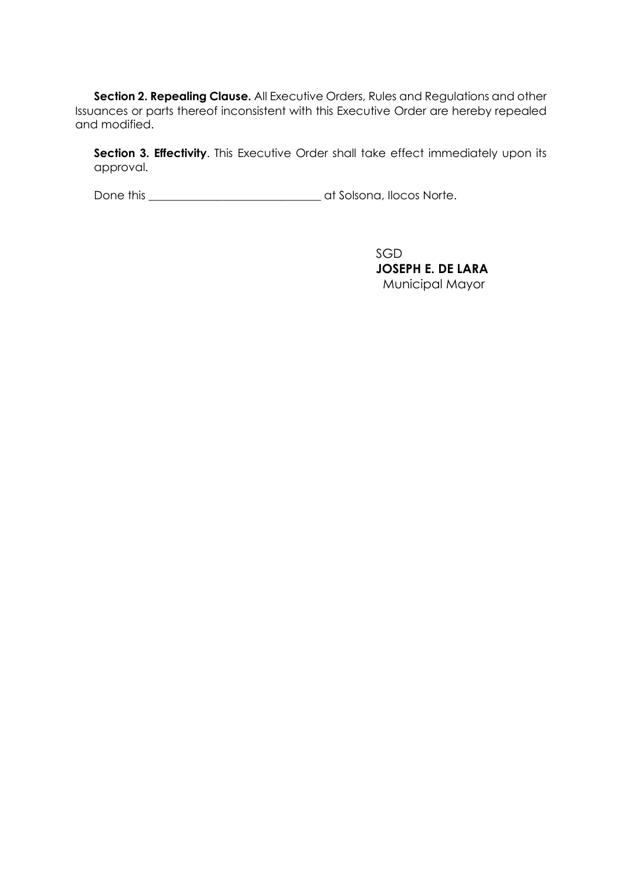**Section 2. Repealing Clause.** All Executive Orders, Rules and Regulations and other Issuances or parts thereof inconsistent with this Executive Order are hereby repealed and modified.

**Section 3. Effectivity**. This Executive Order shall take effect immediately upon its approval.

Done this ______________________________ at Solsona, Ilocos Norte.

SGD
**JOSEPH E. DE LARA**
Municipal Mayor